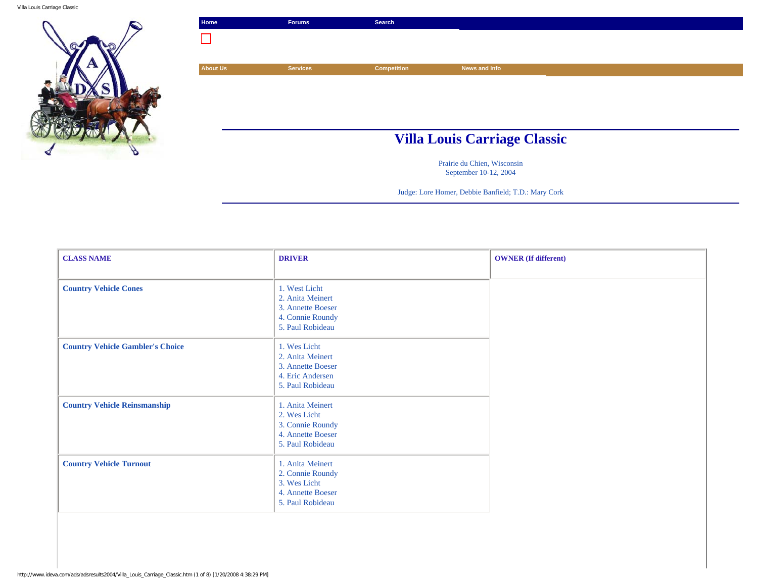Home | Forums | Search

About Us | Services | Competition | News and Info

# Villa Louis Carriage Classic

Prairie du Chien, Wisconsin
September 10-12, 2004

Judge: Lore Homer, Debbie Banfield; T.D.: Mary Cork

| CLASS NAME | DRIVER | OWNER (If different) |
|---|---|---|
| Country Vehicle Cones | 1. West Licht<br>2. Anita Meinert<br>3. Annette Boeser<br>4. Connie Roundy<br>5. Paul Robideau | |
| Country Vehicle Gambler's Choice | 1. Wes Licht<br>2. Anita Meinert<br>3. Annette Boeser<br>4. Eric Andersen<br>5. Paul Robideau | |
| Country Vehicle Reinsmanship | 1. Anita Meinert<br>2. Wes Licht<br>3. Connie Roundy<br>4. Annette Boeser<br>5. Paul Robideau | |
| Country Vehicle Turnout | 1. Anita Meinert<br>2. Connie Roundy<br>3. Wes Licht<br>4. Annette Boeser<br>5. Paul Robideau | |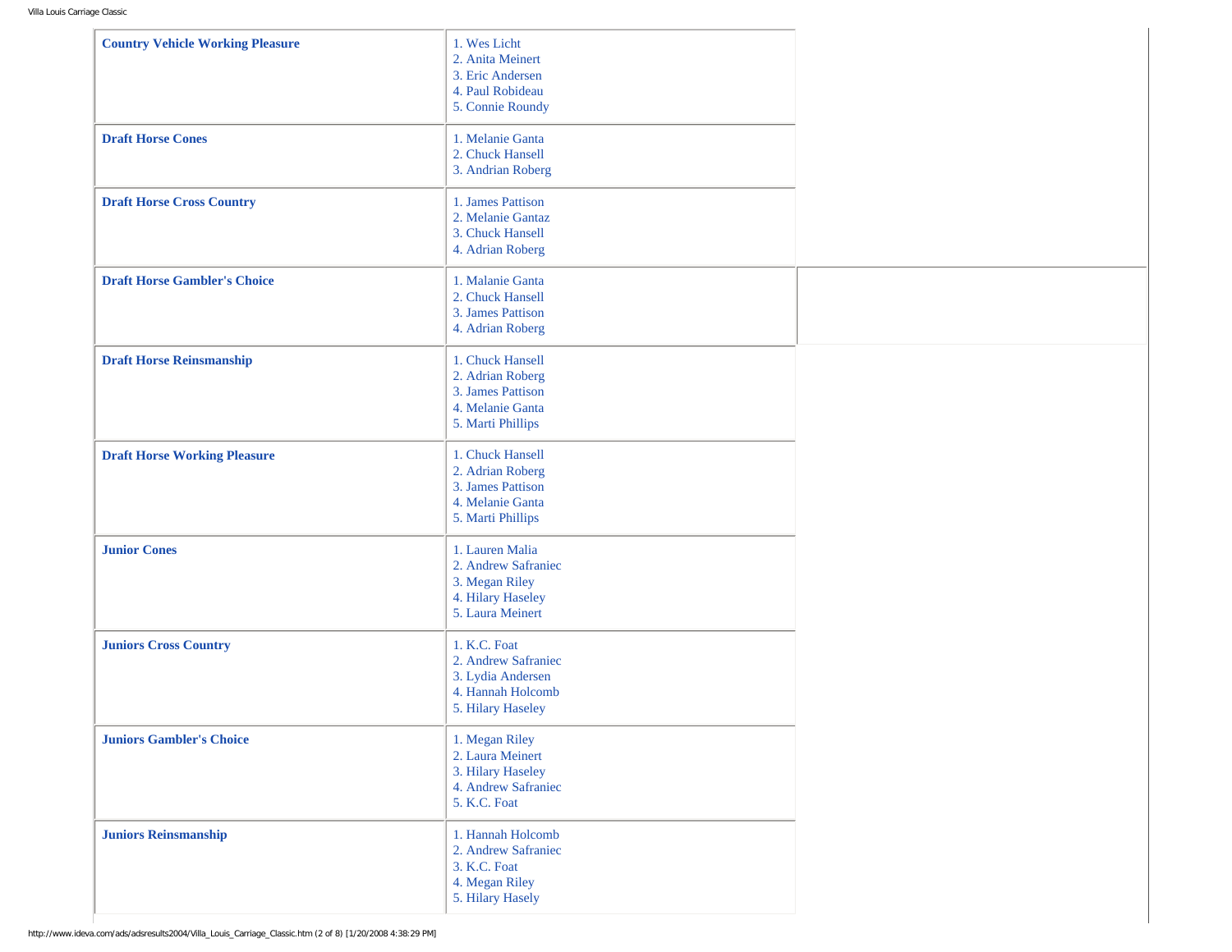| | |
|---|---|
| **Country Vehicle Working Pleasure** | 1. Wes Licht<br>2. Anita Meinert<br>3. Eric Andersen<br>4. Paul Robideau<br>5. Connie Roundy |
| **Draft Horse Cones** | 1. Melanie Ganta<br>2. Chuck Hansell<br>3. Andrian Roberg |
| **Draft Horse Cross Country** | 1. James Pattison<br>2. Melanie Gantaz<br>3. Chuck Hansell<br>4. Adrian Roberg |
| **Draft Horse Gambler's Choice** | 1. Malanie Ganta<br>2. Chuck Hansell<br>3. James Pattison<br>4. Adrian Roberg |
| **Draft Horse Reinsmanship** | 1. Chuck Hansell<br>2. Adrian Roberg<br>3. James Pattison<br>4. Melanie Ganta<br>5. Marti Phillips |
| **Draft Horse Working Pleasure** | 1. Chuck Hansell<br>2. Adrian Roberg<br>3. James Pattison<br>4. Melanie Ganta<br>5. Marti Phillips |
| **Junior Cones** | 1. Lauren Malia<br>2. Andrew Safraniec<br>3. Megan Riley<br>4. Hilary Haseley<br>5. Laura Meinert |
| **Juniors Cross Country** | 1. K.C. Foat<br>2. Andrew Safraniec<br>3. Lydia Andersen<br>4. Hannah Holcomb<br>5. Hilary Haseley |
| **Juniors Gambler's Choice** | 1. Megan Riley<br>2. Laura Meinert<br>3. Hilary Haseley<br>4. Andrew Safraniec<br>5. K.C. Foat |
| **Juniors Reinsmanship** | 1. Hannah Holcomb<br>2. Andrew Safraniec<br>3. K.C. Foat<br>4. Megan Riley<br>5. Hilary Hasely |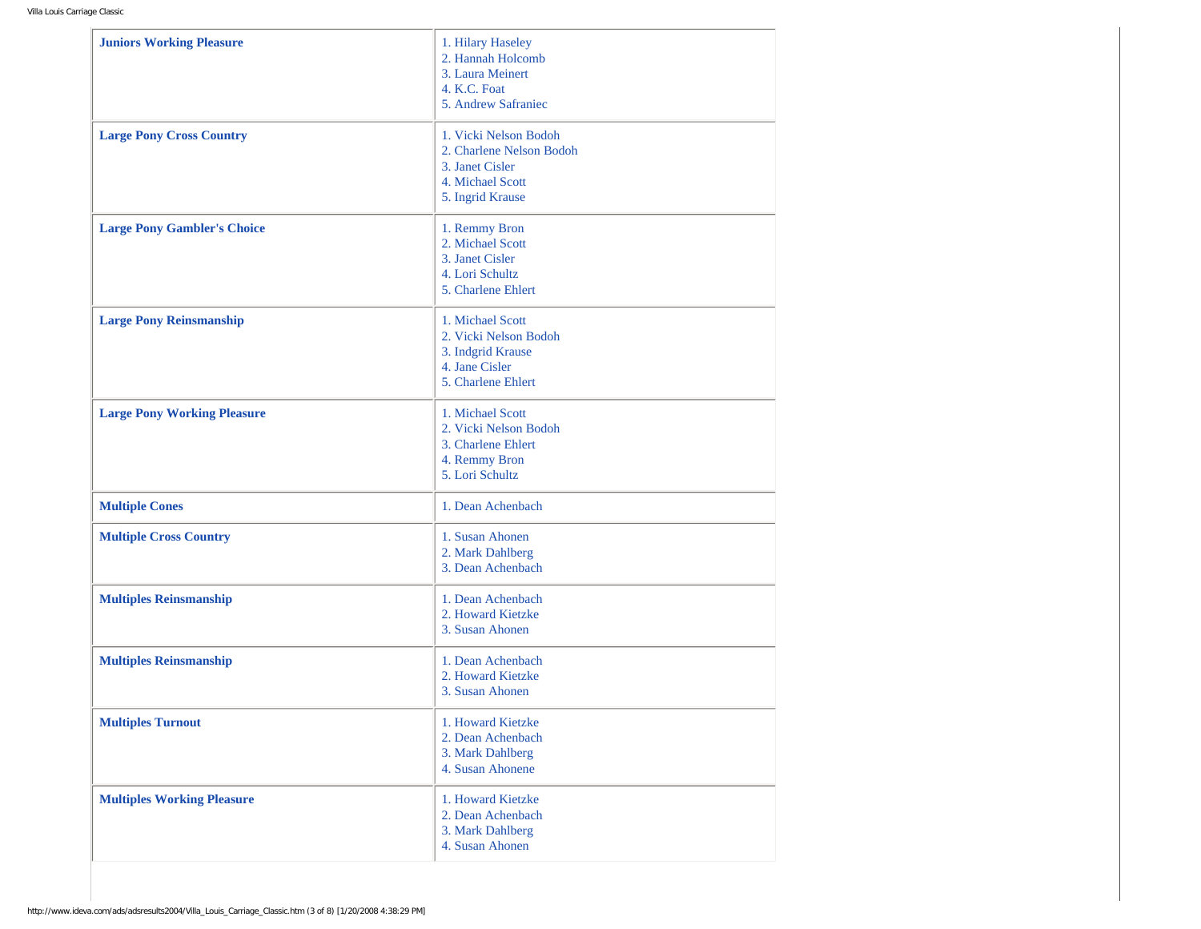| Class | Results |
| --- | --- |
| **Juniors Working Pleasure** | 1. Hilary Haseley<br>2. Hannah Holcomb<br>3. Laura Meinert<br>4. K.C. Foat<br>5. Andrew Safraniec |
| **Large Pony Cross Country** | 1. Vicki Nelson Bodoh<br>2. Charlene Nelson Bodoh<br>3. Janet Cisler<br>4. Michael Scott<br>5. Ingrid Krause |
| **Large Pony Gambler's Choice** | 1. Remmy Bron<br>2. Michael Scott<br>3. Janet Cisler<br>4. Lori Schultz<br>5. Charlene Ehlert |
| **Large Pony Reinsmanship** | 1. Michael Scott<br>2. Vicki Nelson Bodoh<br>3. Indgrid Krause<br>4. Jane Cisler<br>5. Charlene Ehlert |
| **Large Pony Working Pleasure** | 1. Michael Scott<br>2. Vicki Nelson Bodoh<br>3. Charlene Ehlert<br>4. Remmy Bron<br>5. Lori Schultz |
| **Multiple Cones** | 1. Dean Achenbach |
| **Multiple Cross Country** | 1. Susan Ahonen<br>2. Mark Dahlberg<br>3. Dean Achenbach |
| **Multiples Reinsmanship** | 1. Dean Achenbach<br>2. Howard Kietzke<br>3. Susan Ahonen |
| **Multiples Reinsmanship** | 1. Dean Achenbach<br>2. Howard Kietzke<br>3. Susan Ahonen |
| **Multiples Turnout** | 1. Howard Kietzke<br>2. Dean Achenbach<br>3. Mark Dahlberg<br>4. Susan Ahonene |
| **Multiples Working Pleasure** | 1. Howard Kietzke<br>2. Dean Achenbach<br>3. Mark Dahlberg<br>4. Susan Ahonen |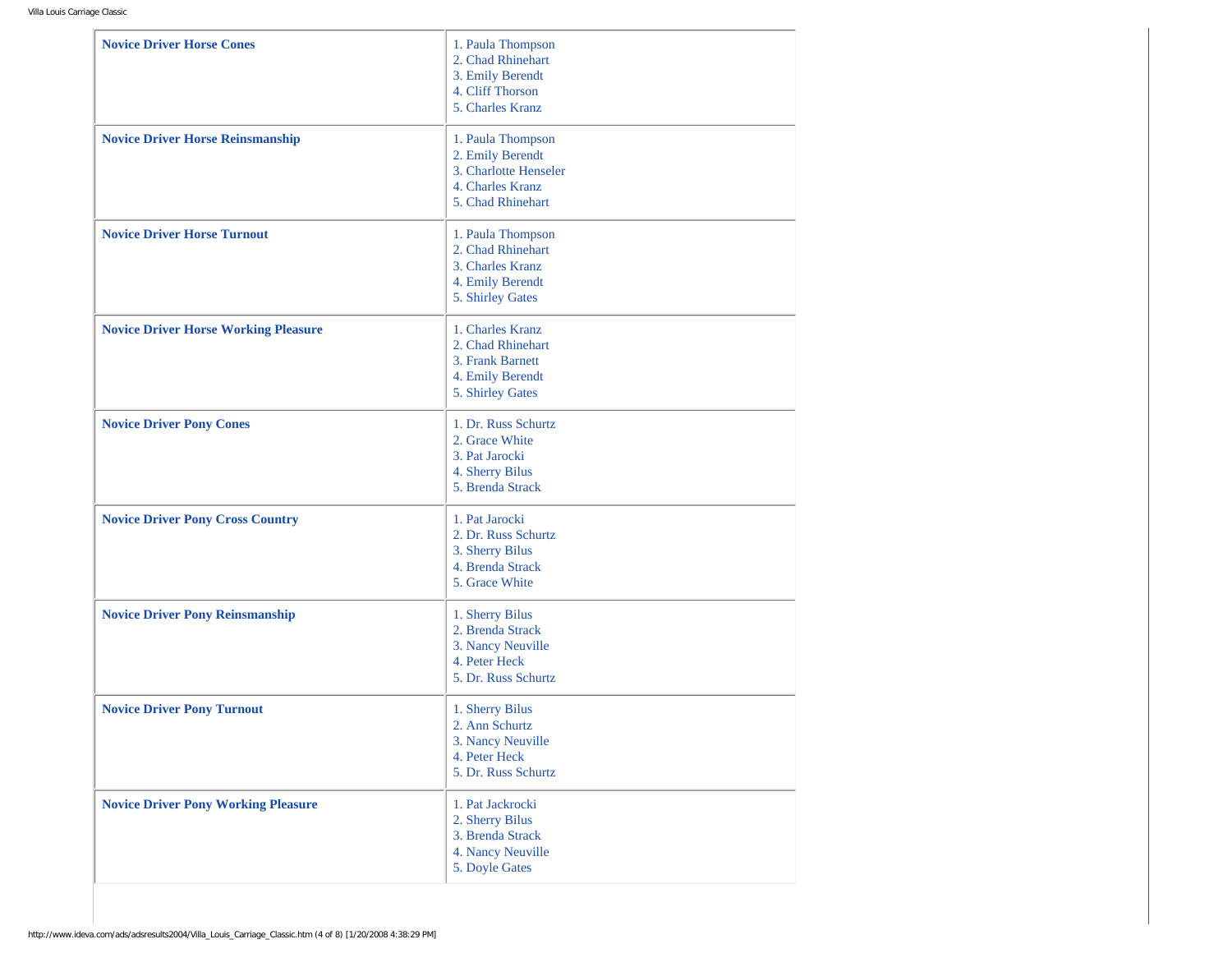| | |
|---|---|
| **Novice Driver Horse Cones** | 1. Paula Thompson<br>2. Chad Rhinehart<br>3. Emily Berendt<br>4. Cliff Thorson<br>5. Charles Kranz |
| **Novice Driver Horse Reinsmanship** | 1. Paula Thompson<br>2. Emily Berendt<br>3. Charlotte Henseler<br>4. Charles Kranz<br>5. Chad Rhinehart |
| **Novice Driver Horse Turnout** | 1. Paula Thompson<br>2. Chad Rhinehart<br>3. Charles Kranz<br>4. Emily Berendt<br>5. Shirley Gates |
| **Novice Driver Horse Working Pleasure** | 1. Charles Kranz<br>2. Chad Rhinehart<br>3. Frank Barnett<br>4. Emily Berendt<br>5. Shirley Gates |
| **Novice Driver Pony Cones** | 1. Dr. Russ Schurtz<br>2. Grace White<br>3. Pat Jarocki<br>4. Sherry Bilus<br>5. Brenda Strack |
| **Novice Driver Pony Cross Country** | 1. Pat Jarocki<br>2. Dr. Russ Schurtz<br>3. Sherry Bilus<br>4. Brenda Strack<br>5. Grace White |
| **Novice Driver Pony Reinsmanship** | 1. Sherry Bilus<br>2. Brenda Strack<br>3. Nancy Neuville<br>4. Peter Heck<br>5. Dr. Russ Schurtz |
| **Novice Driver Pony Turnout** | 1. Sherry Bilus<br>2. Ann Schurtz<br>3. Nancy Neuville<br>4. Peter Heck<br>5. Dr. Russ Schurtz |
| **Novice Driver Pony Working Pleasure** | 1. Pat Jackrocki<br>2. Sherry Bilus<br>3. Brenda Strack<br>4. Nancy Neuville<br>5. Doyle Gates |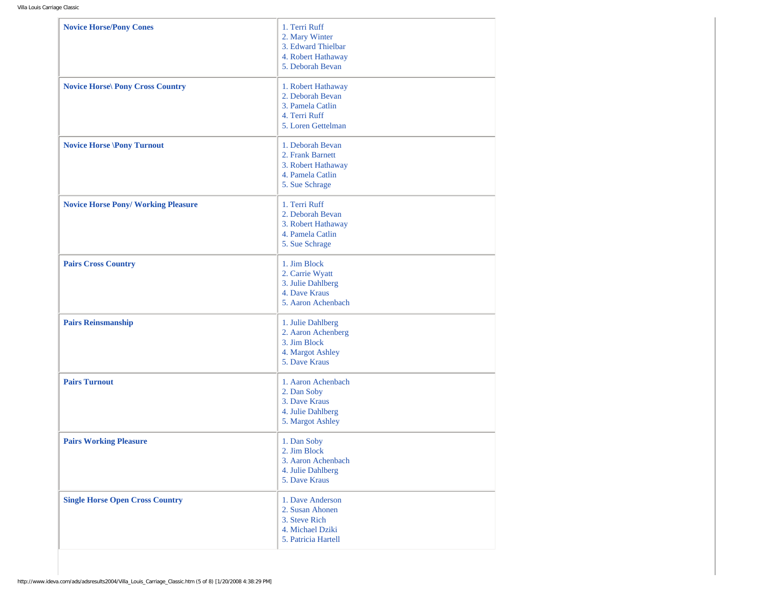| | |
|---|---|
| **Novice Horse/Pony Cones** | 1. Terri Ruff<br>2. Mary Winter<br>3. Edward Thielbar<br>4. Robert Hathaway<br>5. Deborah Bevan |
| **Novice Horse\ Pony Cross Country** | 1. Robert Hathaway<br>2. Deborah Bevan<br>3. Pamela Catlin<br>4. Terri Ruff<br>5. Loren Gettelman |
| **Novice Horse \Pony Turnout** | 1. Deborah Bevan<br>2. Frank Barnett<br>3. Robert Hathaway<br>4. Pamela Catlin<br>5. Sue Schrage |
| **Novice Horse Pony/ Working Pleasure** | 1. Terri Ruff<br>2. Deborah Bevan<br>3. Robert Hathaway<br>4. Pamela Catlin<br>5. Sue Schrage |
| **Pairs Cross Country** | 1. Jim Block<br>2. Carrie Wyatt<br>3. Julie Dahlberg<br>4. Dave Kraus<br>5. Aaron Achenbach |
| **Pairs Reinsmanship** | 1. Julie Dahlberg<br>2. Aaron Achenberg<br>3. Jim Block<br>4. Margot Ashley<br>5. Dave Kraus |
| **Pairs Turnout** | 1. Aaron Achenbach<br>2. Dan Soby<br>3. Dave Kraus<br>4. Julie Dahlberg<br>5. Margot Ashley |
| **Pairs Working Pleasure** | 1. Dan Soby<br>2. Jim Block<br>3. Aaron Achenbach<br>4. Julie Dahlberg<br>5. Dave Kraus |
| **Single Horse Open Cross Country** | 1. Dave Anderson<br>2. Susan Ahonen<br>3. Steve Rich<br>4. Michael Dziki<br>5. Patricia Hartell |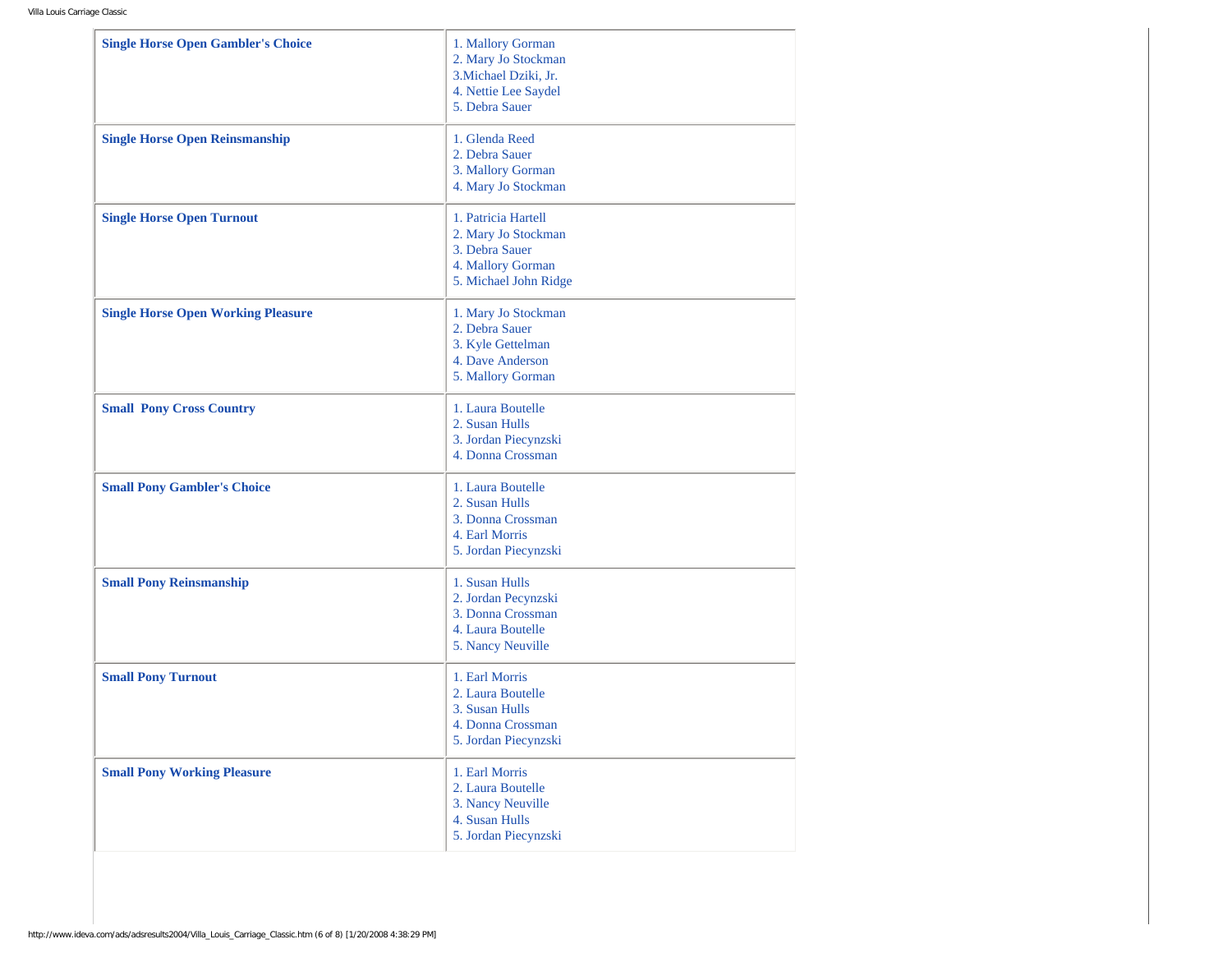| | |
|---|---|
| **Single Horse Open Gambler's Choice** | 1. Mallory Gorman<br>2. Mary Jo Stockman<br>3.Michael Dziki, Jr.<br>4. Nettie Lee Saydel<br>5. Debra Sauer |
| **Single Horse Open Reinsmanship** | 1. Glenda Reed<br>2. Debra Sauer<br>3. Mallory Gorman<br>4. Mary Jo Stockman |
| **Single Horse Open Turnout** | 1. Patricia Hartell<br>2. Mary Jo Stockman<br>3. Debra Sauer<br>4. Mallory Gorman<br>5. Michael John Ridge |
| **Single Horse Open Working Pleasure** | 1. Mary Jo Stockman<br>2. Debra Sauer<br>3. Kyle Gettelman<br>4. Dave Anderson<br>5. Mallory Gorman |
| **Small Pony Cross Country** | 1. Laura Boutelle<br>2. Susan Hulls<br>3. Jordan Piecynzski<br>4. Donna Crossman |
| **Small Pony Gambler's Choice** | 1. Laura Boutelle<br>2. Susan Hulls<br>3. Donna Crossman<br>4. Earl Morris<br>5. Jordan Piecynzski |
| **Small Pony Reinsmanship** | 1. Susan Hulls<br>2. Jordan Pecynzski<br>3. Donna Crossman<br>4. Laura Boutelle<br>5. Nancy Neuville |
| **Small Pony Turnout** | 1. Earl Morris<br>2. Laura Boutelle<br>3. Susan Hulls<br>4. Donna Crossman<br>5. Jordan Piecynzski |
| **Small Pony Working Pleasure** | 1. Earl Morris<br>2. Laura Boutelle<br>3. Nancy Neuville<br>4. Susan Hulls<br>5. Jordan Piecynzski |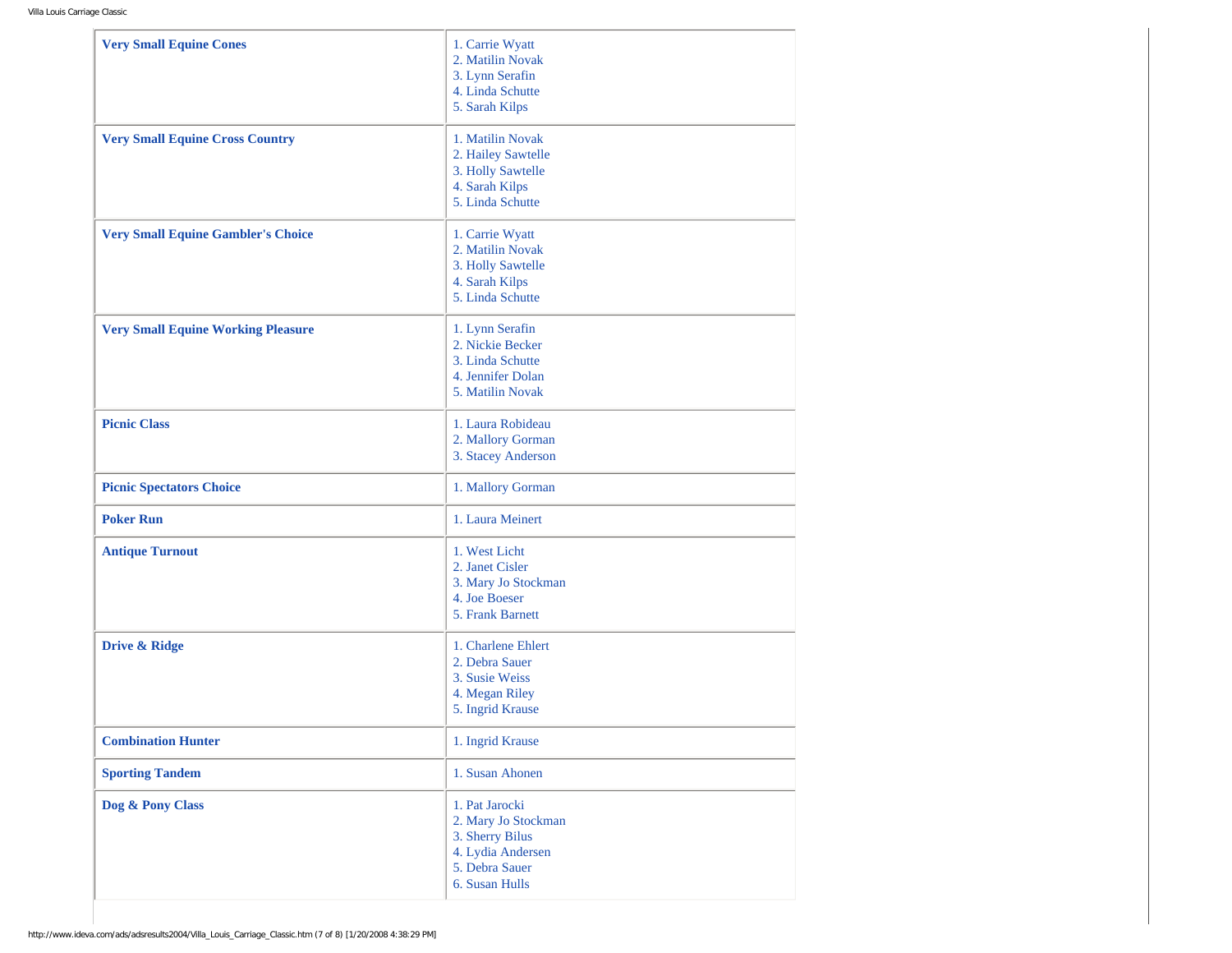| | |
|---|---|
| **Very Small Equine Cones** | 1. Carrie Wyatt<br>2. Matilin Novak<br>3. Lynn Serafin<br>4. Linda Schutte<br>5. Sarah Kilps |
| **Very Small Equine Cross Country** | 1. Matilin Novak<br>2. Hailey Sawtelle<br>3. Holly Sawtelle<br>4. Sarah Kilps<br>5. Linda Schutte |
| **Very Small Equine Gambler's Choice** | 1. Carrie Wyatt<br>2. Matilin Novak<br>3. Holly Sawtelle<br>4. Sarah Kilps<br>5. Linda Schutte |
| **Very Small Equine Working Pleasure** | 1. Lynn Serafin<br>2. Nickie Becker<br>3. Linda Schutte<br>4. Jennifer Dolan<br>5. Matilin Novak |
| **Picnic Class** | 1. Laura Robideau<br>2. Mallory Gorman<br>3. Stacey Anderson |
| **Picnic Spectators Choice** | 1. Mallory Gorman |
| **Poker Run** | 1. Laura Meinert |
| **Antique Turnout** | 1. West Licht<br>2. Janet Cisler<br>3. Mary Jo Stockman<br>4. Joe Boeser<br>5. Frank Barnett |
| **Drive & Ridge** | 1. Charlene Ehlert<br>2. Debra Sauer<br>3. Susie Weiss<br>4. Megan Riley<br>5. Ingrid Krause |
| **Combination Hunter** | 1. Ingrid Krause |
| **Sporting Tandem** | 1. Susan Ahonen |
| **Dog & Pony Class** | 1. Pat Jarocki<br>2. Mary Jo Stockman<br>3. Sherry Bilus<br>4. Lydia Andersen<br>5. Debra Sauer<br>6. Susan Hulls |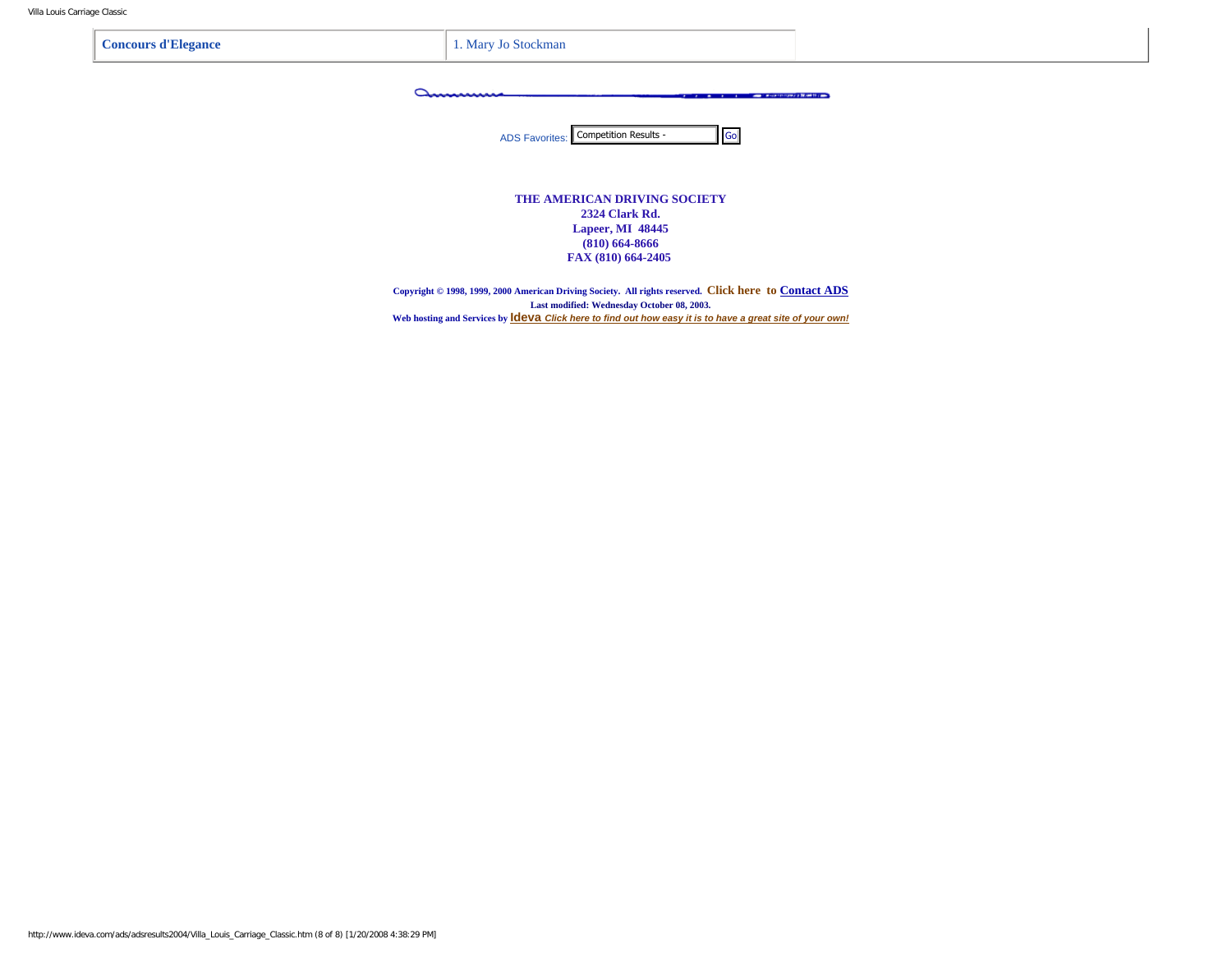| | |
|---|---|
| **Concours d'Elegance** | 1. Mary Jo Stockman |

ADS Favorites: Competition Results - Go

**THE AMERICAN DRIVING SOCIETY**
**2324 Clark Rd.**
**Lapeer, MI 48445**
**(810) 664-8666**
**FAX (810) 664-2405**

**Copyright © 1998, 1999, 2000 American Driving Society. All rights reserved. Click here to Contact ADS**
**Last modified: Wednesday October 08, 2003.**
**Web hosting and Services by Ideva *Click here to find out how easy it is to have a great site of your own!***